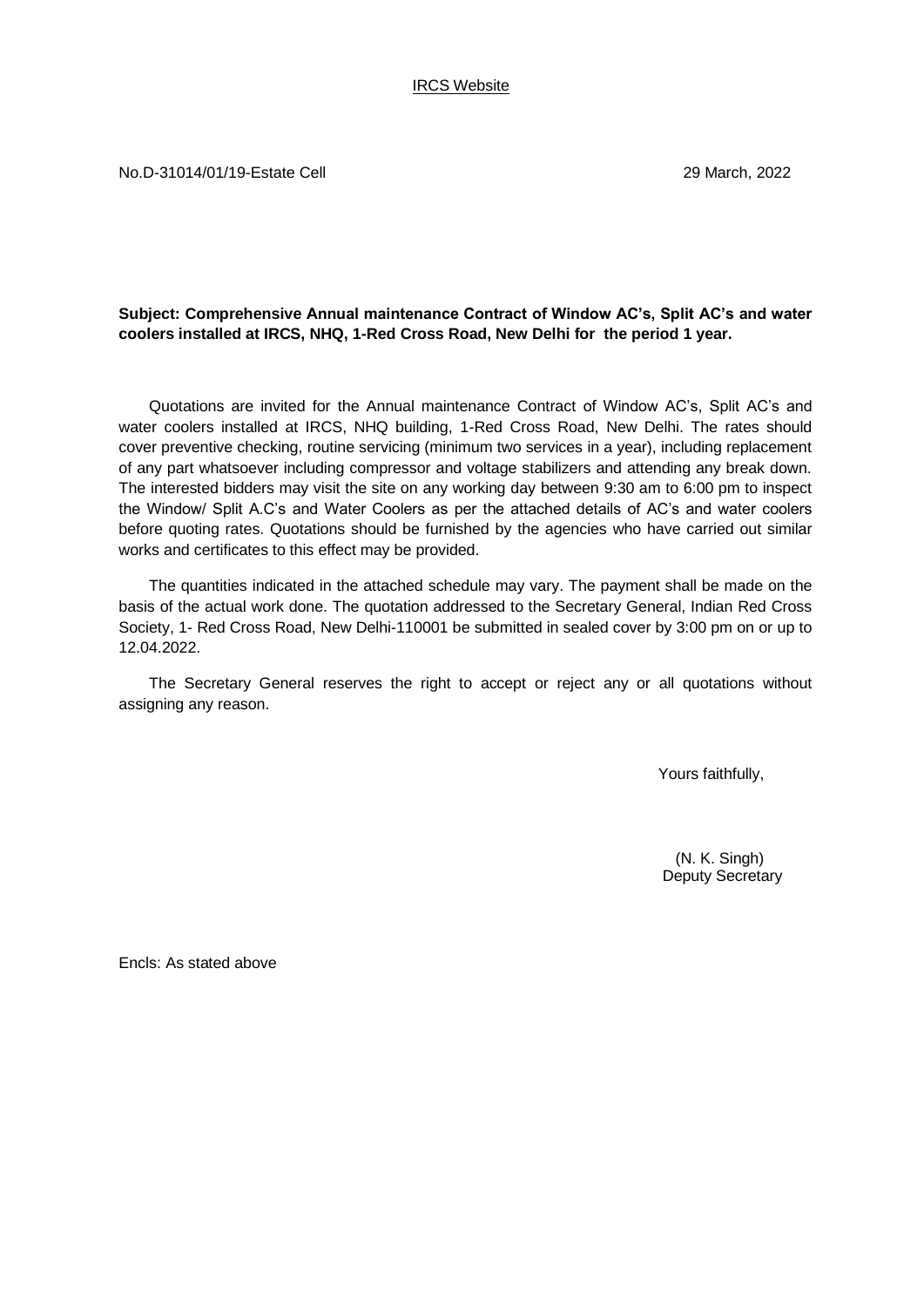IRCS Website

No.D-31014/01/19-Estate Cell 29 March, 2022

**Subject: Comprehensive Annual maintenance Contract of Window AC's, Split AC's and water coolers installed at IRCS, NHQ, 1-Red Cross Road, New Delhi for the period 1 year.**

Quotations are invited for the Annual maintenance Contract of Window AC's, Split AC's and water coolers installed at IRCS, NHQ building, 1-Red Cross Road, New Delhi. The rates should cover preventive checking, routine servicing (minimum two services in a year), including replacement of any part whatsoever including compressor and voltage stabilizers and attending any break down. The interested bidders may visit the site on any working day between 9:30 am to 6:00 pm to inspect the Window/ Split A.C's and Water Coolers as per the attached details of AC's and water coolers before quoting rates. Quotations should be furnished by the agencies who have carried out similar works and certificates to this effect may be provided.

The quantities indicated in the attached schedule may vary. The payment shall be made on the basis of the actual work done. The quotation addressed to the Secretary General, Indian Red Cross Society, 1- Red Cross Road, New Delhi-110001 be submitted in sealed cover by 3:00 pm on or up to 12.04.2022.

The Secretary General reserves the right to accept or reject any or all quotations without assigning any reason.

Yours faithfully,

(N. K. Singh)
Deputy Secretary

Encls: As stated above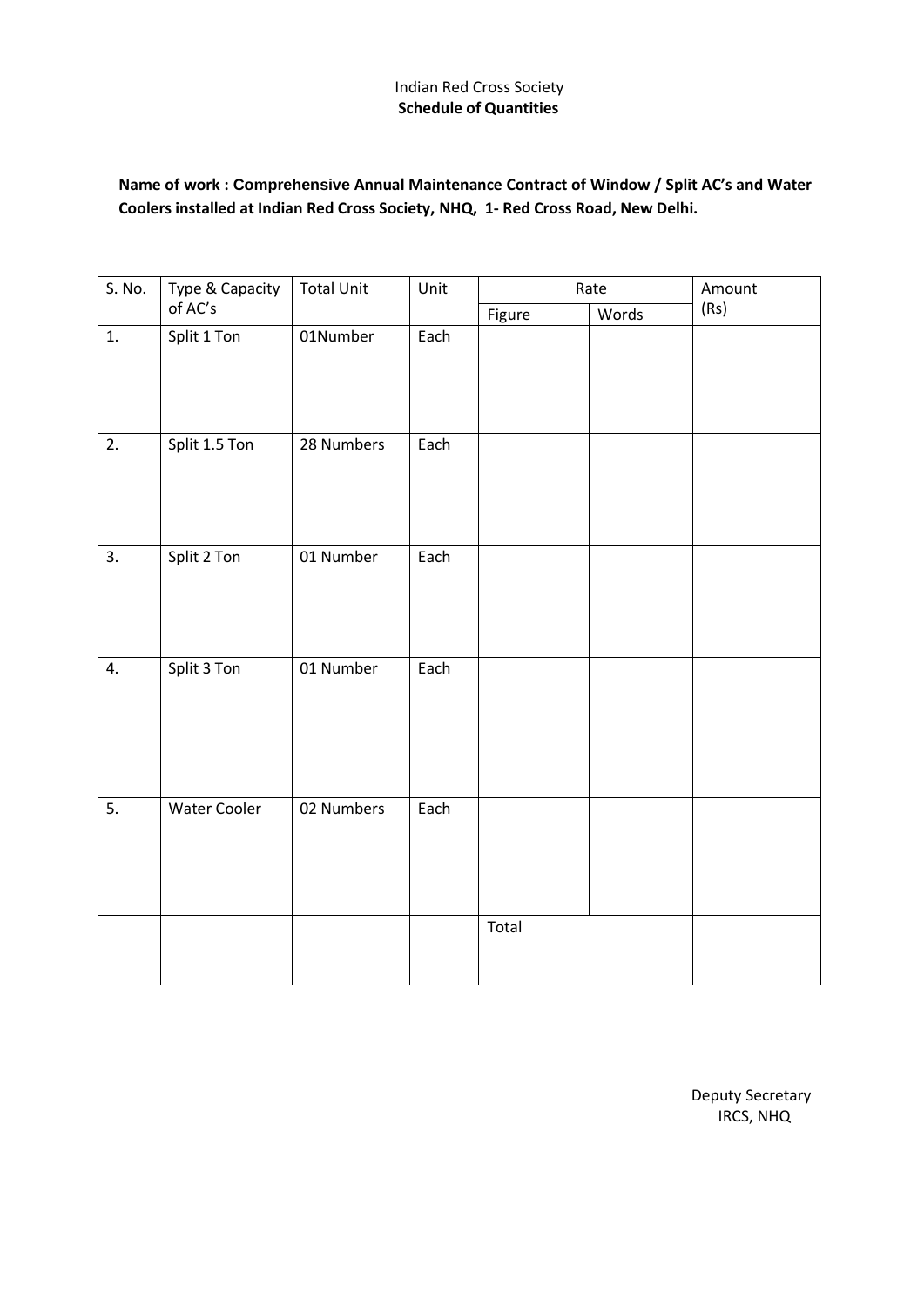Indian Red Cross Society

**Schedule of Quantities**

**Name of work : Comprehensive Annual Maintenance Contract of Window / Split AC's and Water Coolers installed at Indian Red Cross Society, NHQ, 1- Red Cross Road, New Delhi.**

| S. No. | Type & Capacity of AC's | Total Unit | Unit | Rate | | Amount (Rs) |
|---|---|---|---|---|---|---|
| | | | | Figure | Words | |
| 1. | Split 1 Ton | 01Number | Each | | | |
| 2. | Split 1.5 Ton | 28 Numbers | Each | | | |
| 3. | Split 2 Ton | 01 Number | Each | | | |
| 4. | Split 3 Ton | 01 Number | Each | | | |
| 5. | Water Cooler | 02 Numbers | Each | | | |
| | | | | Total | | |

Deputy Secretary
IRCS, NHQ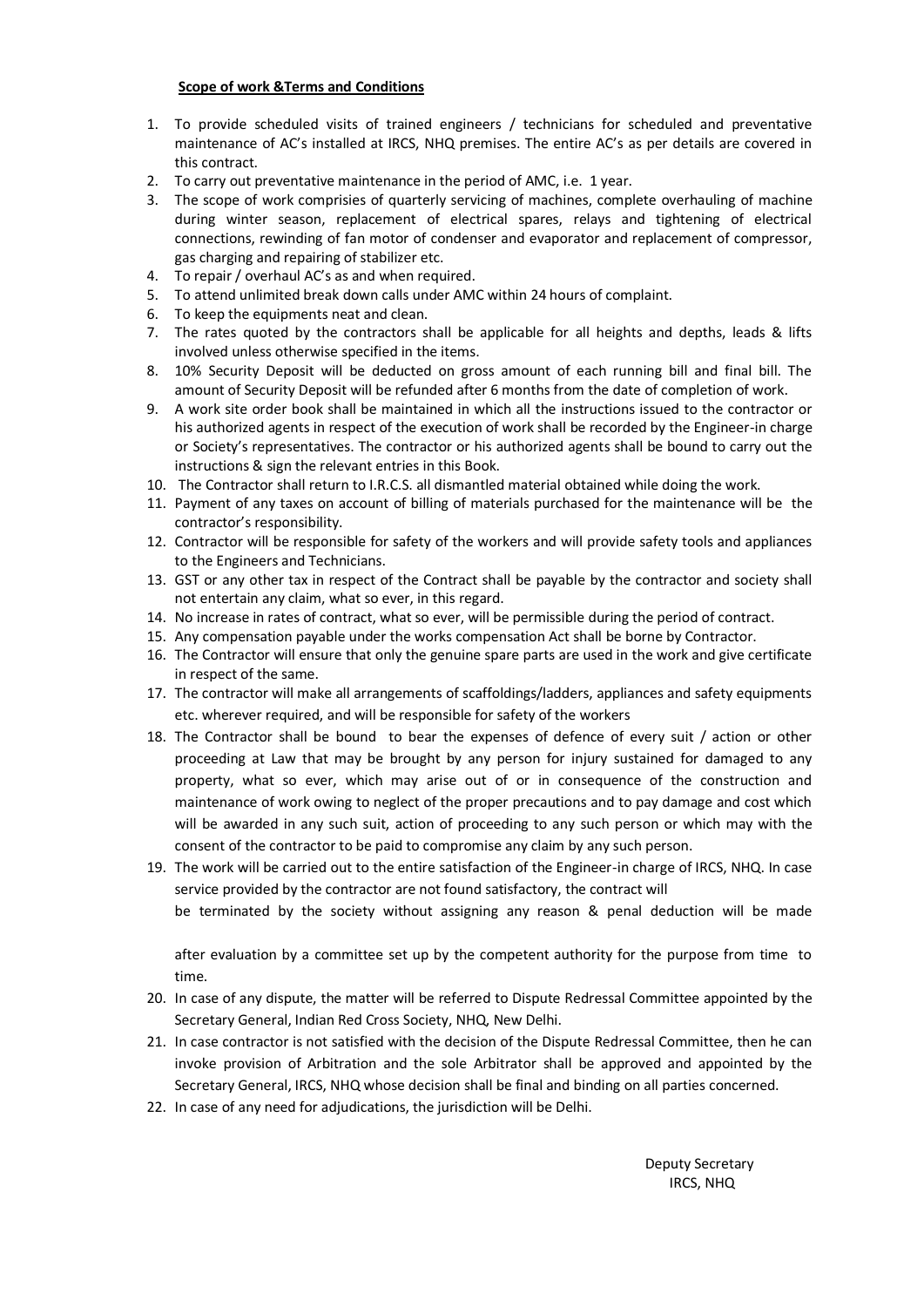**Scope of work &Terms and Conditions**

1. To provide scheduled visits of trained engineers / technicians for scheduled and preventative maintenance of AC's installed at IRCS, NHQ premises. The entire AC's as per details are covered in this contract.
2. To carry out preventative maintenance in the period of AMC, i.e. 1 year.
3. The scope of work comprisies of quarterly servicing of machines, complete overhauling of machine during winter season, replacement of electrical spares, relays and tightening of electrical connections, rewinding of fan motor of condenser and evaporator and replacement of compressor, gas charging and repairing of stabilizer etc.
4. To repair / overhaul AC's as and when required.
5. To attend unlimited break down calls under AMC within 24 hours of complaint.
6. To keep the equipments neat and clean.
7. The rates quoted by the contractors shall be applicable for all heights and depths, leads & lifts involved unless otherwise specified in the items.
8. 10% Security Deposit will be deducted on gross amount of each running bill and final bill. The amount of Security Deposit will be refunded after 6 months from the date of completion of work.
9. A work site order book shall be maintained in which all the instructions issued to the contractor or his authorized agents in respect of the execution of work shall be recorded by the Engineer-in charge or Society's representatives. The contractor or his authorized agents shall be bound to carry out the instructions & sign the relevant entries in this Book.
10. The Contractor shall return to I.R.C.S. all dismantled material obtained while doing the work.
11. Payment of any taxes on account of billing of materials purchased for the maintenance will be the contractor's responsibility.
12. Contractor will be responsible for safety of the workers and will provide safety tools and appliances to the Engineers and Technicians.
13. GST or any other tax in respect of the Contract shall be payable by the contractor and society shall not entertain any claim, what so ever, in this regard.
14. No increase in rates of contract, what so ever, will be permissible during the period of contract.
15. Any compensation payable under the works compensation Act shall be borne by Contractor.
16. The Contractor will ensure that only the genuine spare parts are used in the work and give certificate in respect of the same.
17. The contractor will make all arrangements of scaffoldings/ladders, appliances and safety equipments etc. wherever required, and will be responsible for safety of the workers
18. The Contractor shall be bound to bear the expenses of defence of every suit / action or other proceeding at Law that may be brought by any person for injury sustained for damaged to any property, what so ever, which may arise out of or in consequence of the construction and maintenance of work owing to neglect of the proper precautions and to pay damage and cost which will be awarded in any such suit, action of proceeding to any such person or which may with the consent of the contractor to be paid to compromise any claim by any such person.
19. The work will be carried out to the entire satisfaction of the Engineer-in charge of IRCS, NHQ. In case service provided by the contractor are not found satisfactory, the contract will be terminated by the society without assigning any reason & penal deduction will be made

    after evaluation by a committee set up by the competent authority for the purpose from time to time.
20. In case of any dispute, the matter will be referred to Dispute Redressal Committee appointed by the Secretary General, Indian Red Cross Society, NHQ, New Delhi.
21. In case contractor is not satisfied with the decision of the Dispute Redressal Committee, then he can invoke provision of Arbitration and the sole Arbitrator shall be approved and appointed by the Secretary General, IRCS, NHQ whose decision shall be final and binding on all parties concerned.
22. In case of any need for adjudications, the jurisdiction will be Delhi.

Deputy Secretary
IRCS, NHQ